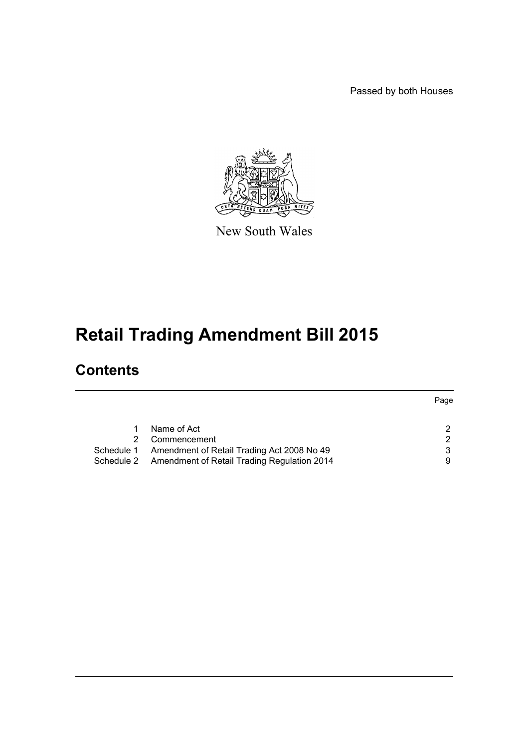Passed by both Houses

New South Wales

# Retail Trading Amendment Bill 2015

## Contents

| | | Page |
|---|---|---|
| 1 | Name of Act | 2 |
| 2 | Commencement | 2 |
| Schedule 1 | Amendment of Retail Trading Act 2008 No 49 | 3 |
| Schedule 2 | Amendment of Retail Trading Regulation 2014 | 9 |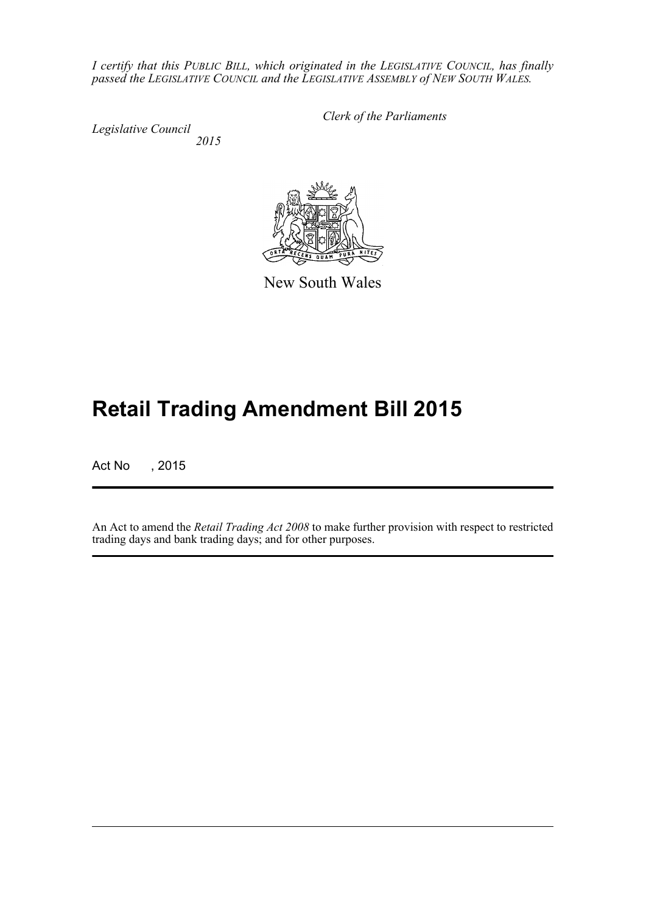*I certify that this PUBLIC BILL, which originated in the LEGISLATIVE COUNCIL, has finally passed the LEGISLATIVE COUNCIL and the LEGISLATIVE ASSEMBLY of NEW SOUTH WALES.*

*Clerk of the Parliaments*

*Legislative Council*
*2015*

New South Wales

# Retail Trading Amendment Bill 2015

Act No , 2015

An Act to amend the *Retail Trading Act 2008* to make further provision with respect to restricted trading days and bank trading days; and for other purposes.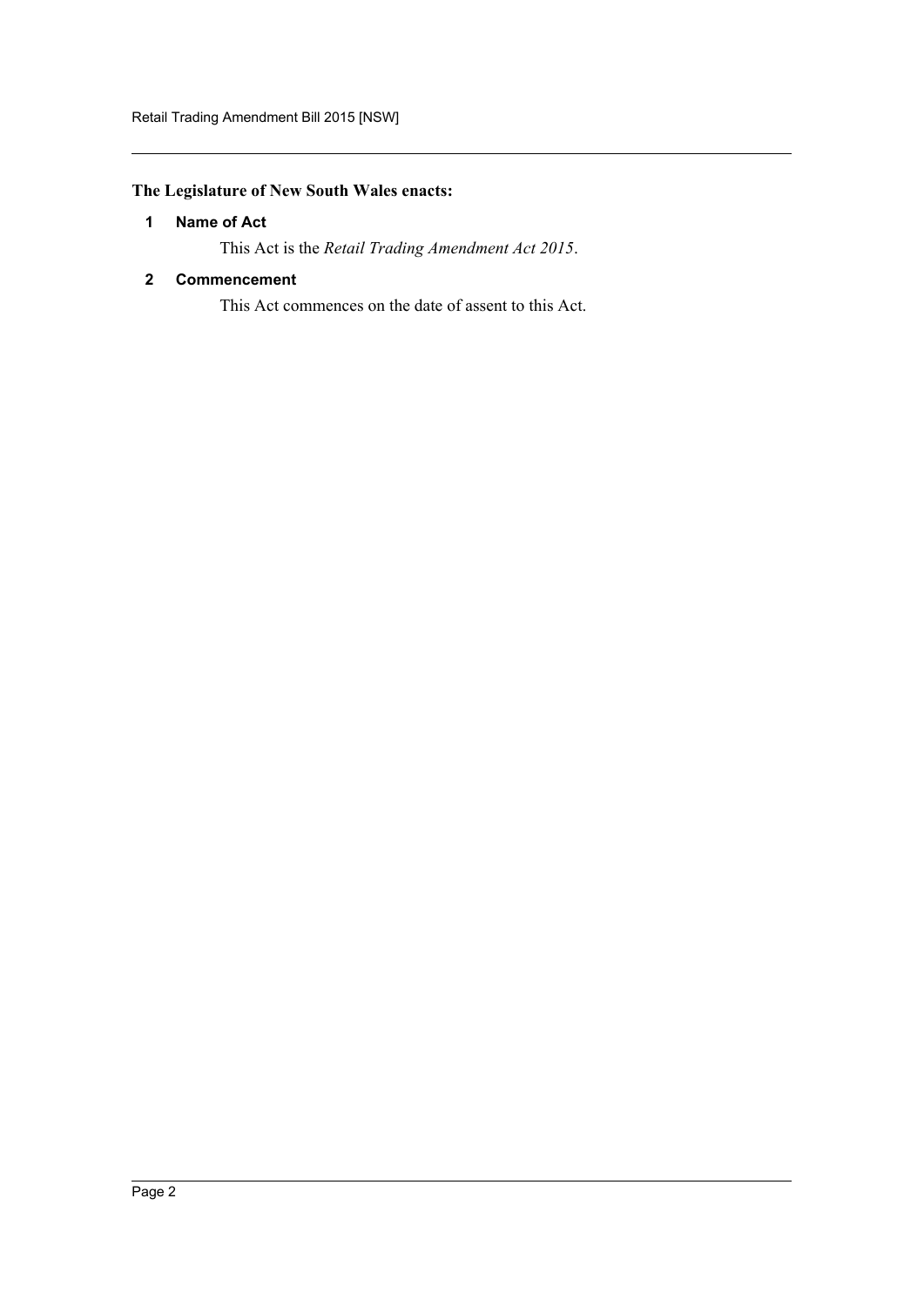**The Legislature of New South Wales enacts:**

### 1 Name of Act

This Act is the *Retail Trading Amendment Act 2015*.

### 2 Commencement

This Act commences on the date of assent to this Act.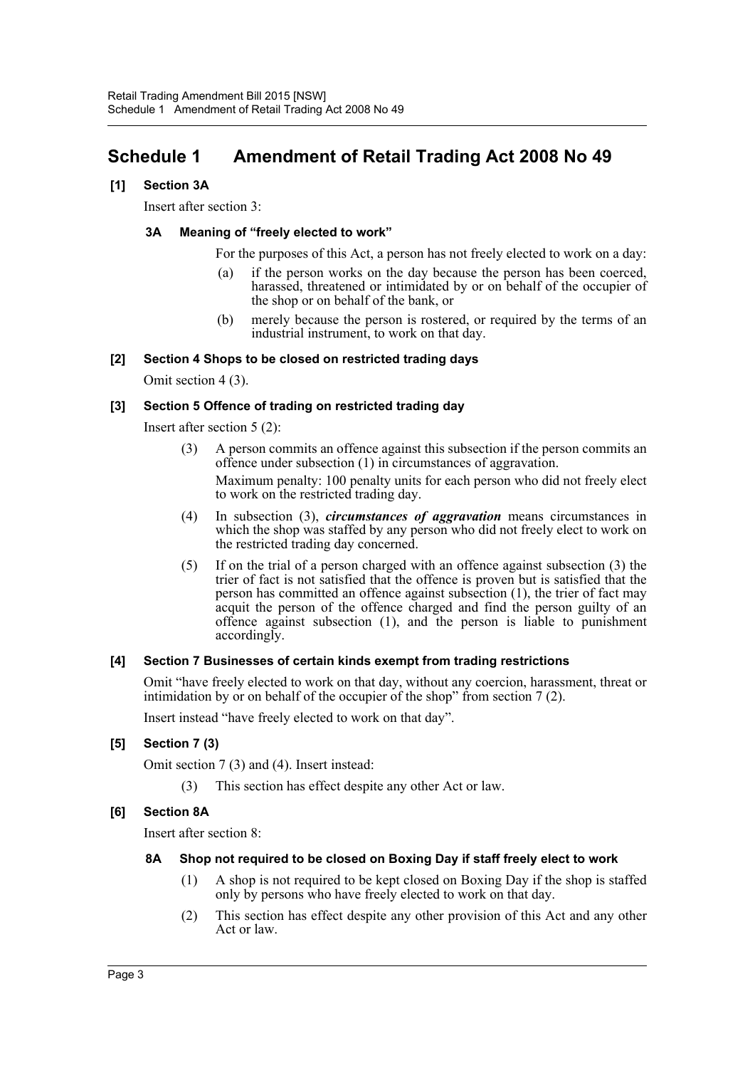# Schedule 1 Amendment of Retail Trading Act 2008 No 49

**[1] Section 3A**

Insert after section 3:

**3A Meaning of "freely elected to work"**

For the purposes of this Act, a person has not freely elected to work on a day:

(a) if the person works on the day because the person has been coerced, harassed, threatened or intimidated by or on behalf of the occupier of the shop or on behalf of the bank, or

(b) merely because the person is rostered, or required by the terms of an industrial instrument, to work on that day.

**[2] Section 4 Shops to be closed on restricted trading days**

Omit section 4 (3).

**[3] Section 5 Offence of trading on restricted trading day**

Insert after section 5 (2):

(3) A person commits an offence against this subsection if the person commits an offence under subsection (1) in circumstances of aggravation.

Maximum penalty: 100 penalty units for each person who did not freely elect to work on the restricted trading day.

(4) In subsection (3), ***circumstances of aggravation*** means circumstances in which the shop was staffed by any person who did not freely elect to work on the restricted trading day concerned.

(5) If on the trial of a person charged with an offence against subsection (3) the trier of fact is not satisfied that the offence is proven but is satisfied that the person has committed an offence against subsection (1), the trier of fact may acquit the person of the offence charged and find the person guilty of an offence against subsection (1), and the person is liable to punishment accordingly.

**[4] Section 7 Businesses of certain kinds exempt from trading restrictions**

Omit "have freely elected to work on that day, without any coercion, harassment, threat or intimidation by or on behalf of the occupier of the shop" from section 7 (2).

Insert instead "have freely elected to work on that day".

**[5] Section 7 (3)**

Omit section 7 (3) and (4). Insert instead:

(3) This section has effect despite any other Act or law.

**[6] Section 8A**

Insert after section 8:

**8A Shop not required to be closed on Boxing Day if staff freely elect to work**

(1) A shop is not required to be kept closed on Boxing Day if the shop is staffed only by persons who have freely elected to work on that day.

(2) This section has effect despite any other provision of this Act and any other Act or law.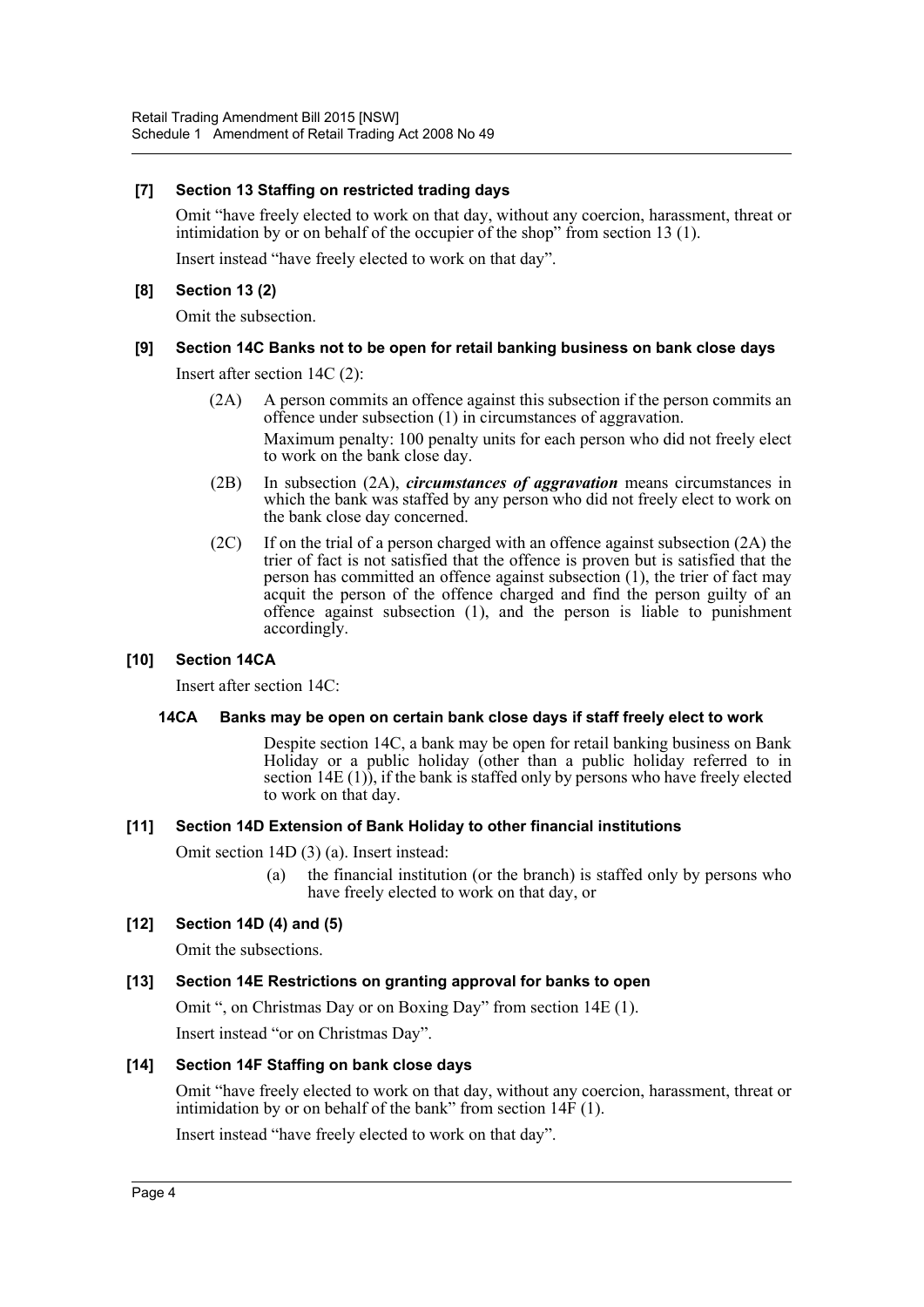**[7] Section 13 Staffing on restricted trading days**

Omit "have freely elected to work on that day, without any coercion, harassment, threat or intimidation by or on behalf of the occupier of the shop" from section 13 (1).

Insert instead "have freely elected to work on that day".

**[8] Section 13 (2)**

Omit the subsection.

**[9] Section 14C Banks not to be open for retail banking business on bank close days**

Insert after section 14C (2):

(2A) A person commits an offence against this subsection if the person commits an offence under subsection (1) in circumstances of aggravation.

Maximum penalty: 100 penalty units for each person who did not freely elect to work on the bank close day.

(2B) In subsection (2A), ***circumstances of aggravation*** means circumstances in which the bank was staffed by any person who did not freely elect to work on the bank close day concerned.

(2C) If on the trial of a person charged with an offence against subsection (2A) the trier of fact is not satisfied that the offence is proven but is satisfied that the person has committed an offence against subsection (1), the trier of fact may acquit the person of the offence charged and find the person guilty of an offence against subsection (1), and the person is liable to punishment accordingly.

**[10] Section 14CA**

Insert after section 14C:

**14CA Banks may be open on certain bank close days if staff freely elect to work**

Despite section 14C, a bank may be open for retail banking business on Bank Holiday or a public holiday (other than a public holiday referred to in section 14E (1)), if the bank is staffed only by persons who have freely elected to work on that day.

**[11] Section 14D Extension of Bank Holiday to other financial institutions**

Omit section 14D (3) (a). Insert instead:

(a) the financial institution (or the branch) is staffed only by persons who have freely elected to work on that day, or

**[12] Section 14D (4) and (5)**

Omit the subsections.

**[13] Section 14E Restrictions on granting approval for banks to open**

Omit ", on Christmas Day or on Boxing Day" from section 14E (1).

Insert instead "or on Christmas Day".

**[14] Section 14F Staffing on bank close days**

Omit "have freely elected to work on that day, without any coercion, harassment, threat or intimidation by or on behalf of the bank" from section 14F (1).

Insert instead "have freely elected to work on that day".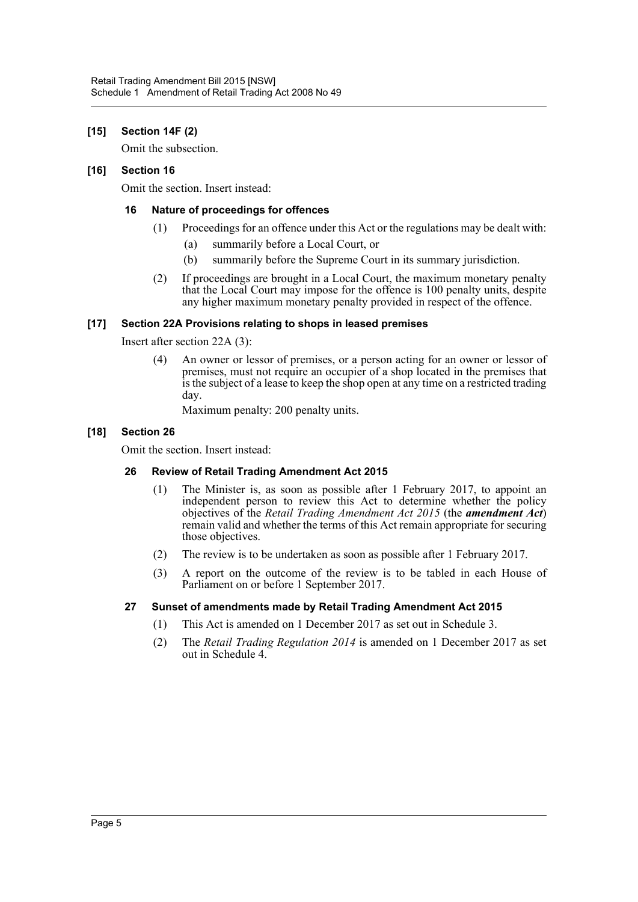**[15] Section 14F (2)**

Omit the subsection.

**[16] Section 16**

Omit the section. Insert instead:

**16 Nature of proceedings for offences**

(1) Proceedings for an offence under this Act or the regulations may be dealt with:

(a) summarily before a Local Court, or

(b) summarily before the Supreme Court in its summary jurisdiction.

(2) If proceedings are brought in a Local Court, the maximum monetary penalty that the Local Court may impose for the offence is 100 penalty units, despite any higher maximum monetary penalty provided in respect of the offence.

**[17] Section 22A Provisions relating to shops in leased premises**

Insert after section 22A (3):

(4) An owner or lessor of premises, or a person acting for an owner or lessor of premises, must not require an occupier of a shop located in the premises that is the subject of a lease to keep the shop open at any time on a restricted trading day.

Maximum penalty: 200 penalty units.

**[18] Section 26**

Omit the section. Insert instead:

**26 Review of Retail Trading Amendment Act 2015**

(1) The Minister is, as soon as possible after 1 February 2017, to appoint an independent person to review this Act to determine whether the policy objectives of the *Retail Trading Amendment Act 2015* (the ***amendment Act***) remain valid and whether the terms of this Act remain appropriate for securing those objectives.

(2) The review is to be undertaken as soon as possible after 1 February 2017.

(3) A report on the outcome of the review is to be tabled in each House of Parliament on or before 1 September 2017.

**27 Sunset of amendments made by Retail Trading Amendment Act 2015**

(1) This Act is amended on 1 December 2017 as set out in Schedule 3.

(2) The *Retail Trading Regulation 2014* is amended on 1 December 2017 as set out in Schedule 4.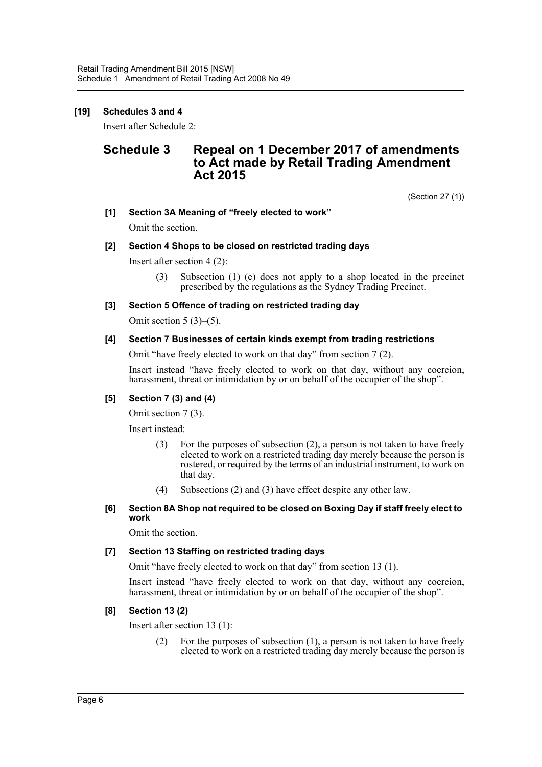**[19] Schedules 3 and 4**

Insert after Schedule 2:

## Schedule 3 Repeal on 1 December 2017 of amendments to Act made by Retail Trading Amendment Act 2015

(Section 27 (1))

**[1] Section 3A Meaning of "freely elected to work"**

Omit the section.

**[2] Section 4 Shops to be closed on restricted trading days**

Insert after section 4 (2):

> (3) Subsection (1) (e) does not apply to a shop located in the precinct prescribed by the regulations as the Sydney Trading Precinct.

**[3] Section 5 Offence of trading on restricted trading day**

Omit section 5 (3)–(5).

**[4] Section 7 Businesses of certain kinds exempt from trading restrictions**

Omit "have freely elected to work on that day" from section 7 (2).

Insert instead "have freely elected to work on that day, without any coercion, harassment, threat or intimidation by or on behalf of the occupier of the shop".

**[5] Section 7 (3) and (4)**

Omit section 7 (3).

Insert instead:

> (3) For the purposes of subsection (2), a person is not taken to have freely elected to work on a restricted trading day merely because the person is rostered, or required by the terms of an industrial instrument, to work on that day.
>
> (4) Subsections (2) and (3) have effect despite any other law.

**[6] Section 8A Shop not required to be closed on Boxing Day if staff freely elect to work**

Omit the section.

**[7] Section 13 Staffing on restricted trading days**

Omit "have freely elected to work on that day" from section 13 (1).

Insert instead "have freely elected to work on that day, without any coercion, harassment, threat or intimidation by or on behalf of the occupier of the shop".

**[8] Section 13 (2)**

Insert after section 13 (1):

> (2) For the purposes of subsection (1), a person is not taken to have freely elected to work on a restricted trading day merely because the person is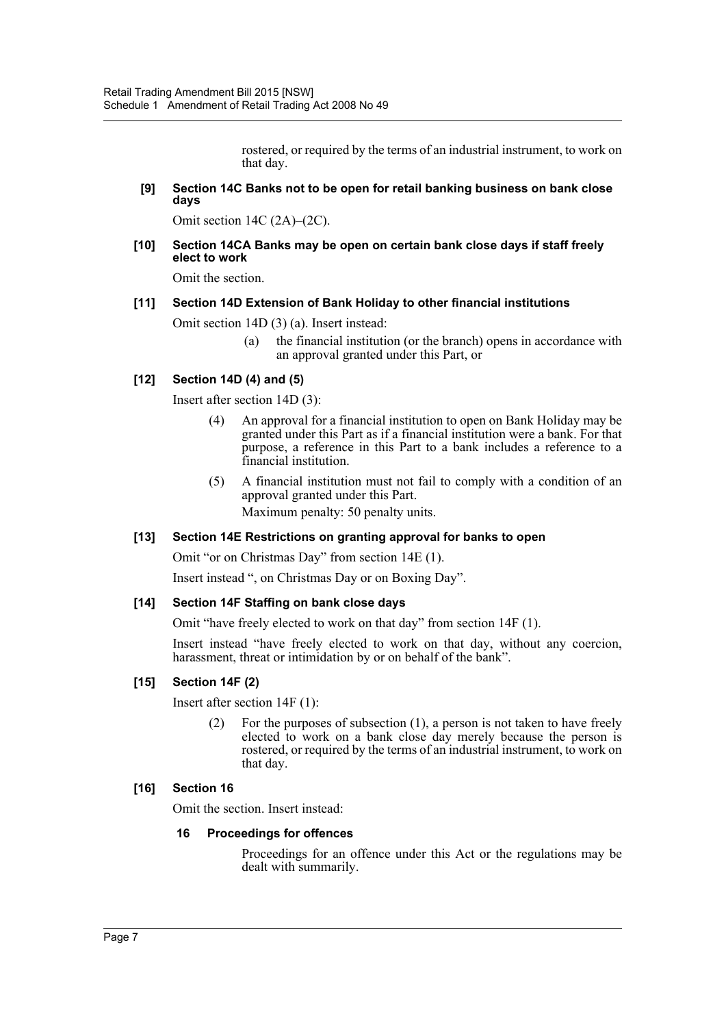rostered, or required by the terms of an industrial instrument, to work on that day.

#### [9] Section 14C Banks not to be open for retail banking business on bank close days

Omit section 14C (2A)–(2C).

#### [10] Section 14CA Banks may be open on certain bank close days if staff freely elect to work

Omit the section.

#### [11] Section 14D Extension of Bank Holiday to other financial institutions

Omit section 14D (3) (a). Insert instead:

> (a) the financial institution (or the branch) opens in accordance with an approval granted under this Part, or

#### [12] Section 14D (4) and (5)

Insert after section 14D (3):

> (4) An approval for a financial institution to open on Bank Holiday may be granted under this Part as if a financial institution were a bank. For that purpose, a reference in this Part to a bank includes a reference to a financial institution.
>
> (5) A financial institution must not fail to comply with a condition of an approval granted under this Part.
>
> Maximum penalty: 50 penalty units.

#### [13] Section 14E Restrictions on granting approval for banks to open

Omit "or on Christmas Day" from section 14E (1).

Insert instead ", on Christmas Day or on Boxing Day".

#### [14] Section 14F Staffing on bank close days

Omit "have freely elected to work on that day" from section 14F (1).

Insert instead "have freely elected to work on that day, without any coercion, harassment, threat or intimidation by or on behalf of the bank".

#### [15] Section 14F (2)

Insert after section 14F (1):

> (2) For the purposes of subsection (1), a person is not taken to have freely elected to work on a bank close day merely because the person is rostered, or required by the terms of an industrial instrument, to work on that day.

#### [16] Section 16

Omit the section. Insert instead:

> **16 Proceedings for offences**
>
> Proceedings for an offence under this Act or the regulations may be dealt with summarily.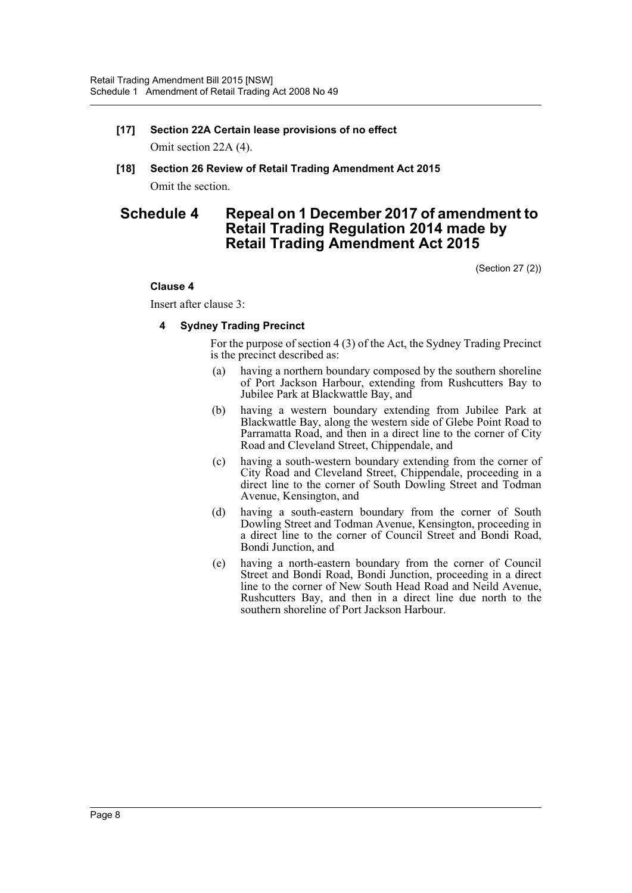**[17] Section 22A Certain lease provisions of no effect**

Omit section 22A (4).

**[18] Section 26 Review of Retail Trading Amendment Act 2015**

Omit the section.

# Schedule 4 Repeal on 1 December 2017 of amendment to Retail Trading Regulation 2014 made by Retail Trading Amendment Act 2015

(Section 27 (2))

**Clause 4**

Insert after clause 3:

**4 Sydney Trading Precinct**

For the purpose of section 4 (3) of the Act, the Sydney Trading Precinct is the precinct described as:

(a) having a northern boundary composed by the southern shoreline of Port Jackson Harbour, extending from Rushcutters Bay to Jubilee Park at Blackwattle Bay, and

(b) having a western boundary extending from Jubilee Park at Blackwattle Bay, along the western side of Glebe Point Road to Parramatta Road, and then in a direct line to the corner of City Road and Cleveland Street, Chippendale, and

(c) having a south-western boundary extending from the corner of City Road and Cleveland Street, Chippendale, proceeding in a direct line to the corner of South Dowling Street and Todman Avenue, Kensington, and

(d) having a south-eastern boundary from the corner of South Dowling Street and Todman Avenue, Kensington, proceeding in a direct line to the corner of Council Street and Bondi Road, Bondi Junction, and

(e) having a north-eastern boundary from the corner of Council Street and Bondi Road, Bondi Junction, proceeding in a direct line to the corner of New South Head Road and Neild Avenue, Rushcutters Bay, and then in a direct line due north to the southern shoreline of Port Jackson Harbour.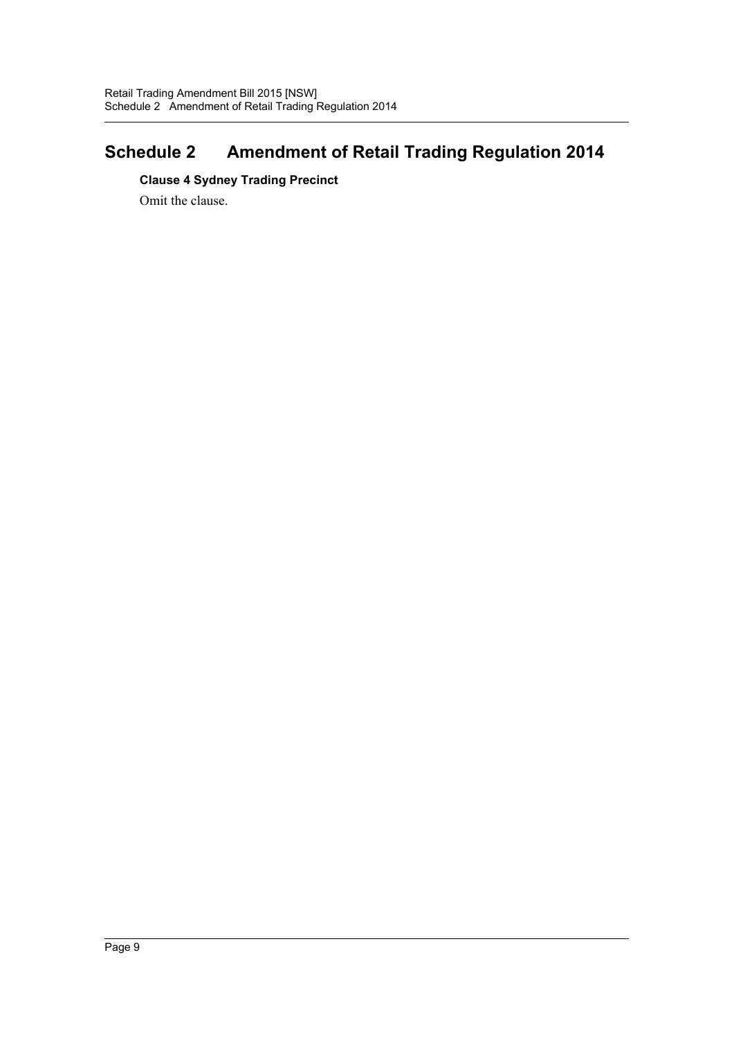# Schedule 2 Amendment of Retail Trading Regulation 2014

### Clause 4 Sydney Trading Precinct

Omit the clause.